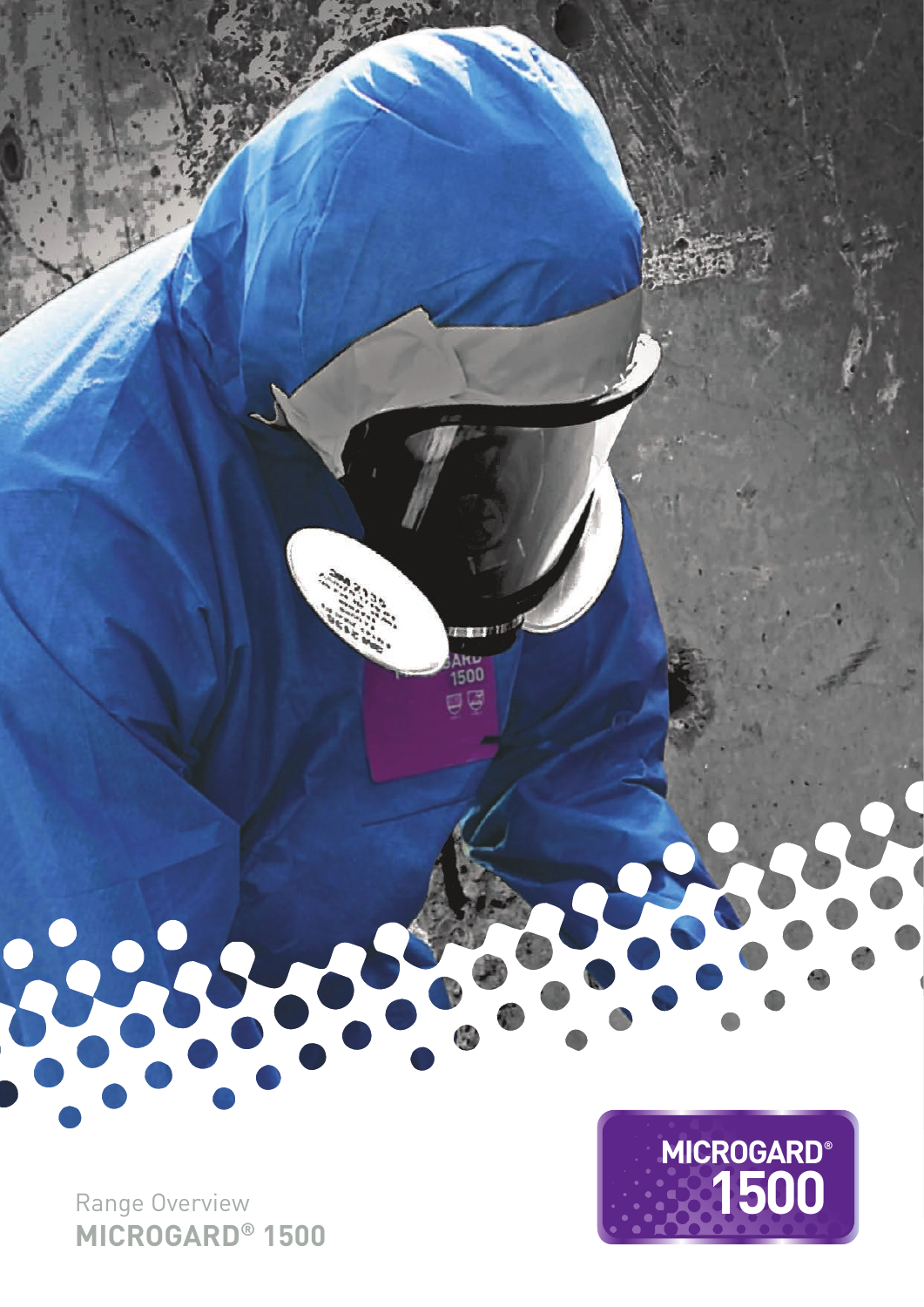Range Overview

**MICROGARD® 1500**

MICROGARD® 1500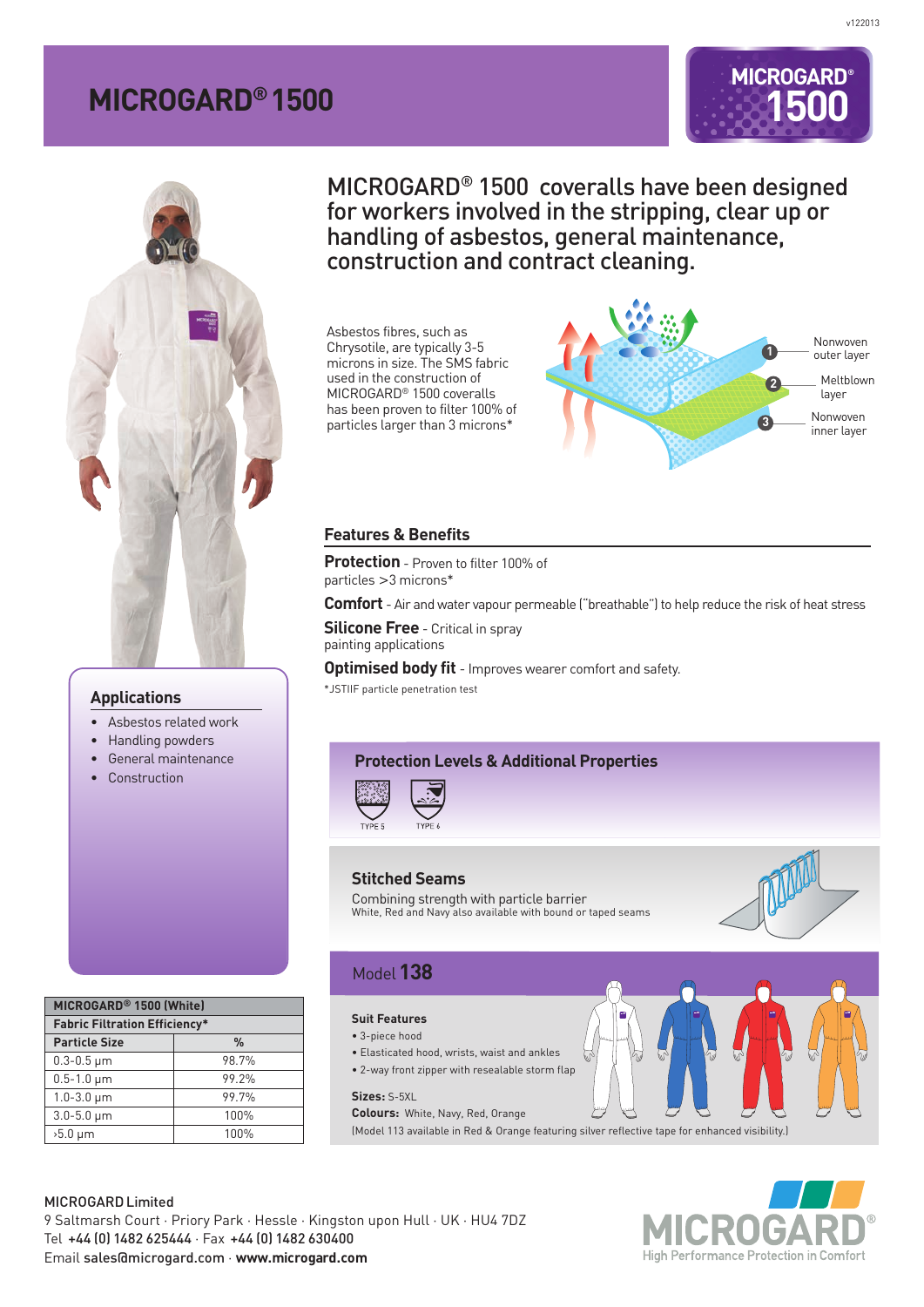# MICROGARD® 1500

## MICROGARD® 1500 coveralls have been designed for workers involved in the stripping, clear up or handling of asbestos, general maintenance, construction and contract cleaning.

Asbestos fibres, such as Chrysotile, are typically 3-5 microns in size. The SMS fabric used in the construction of MICROGARD® 1500 coveralls has been proven to filter 100% of particles larger than 3 microns*

1. Nonwoven outer layer
2. Meltblown layer
3. Nonwoven inner layer

### Features & Benefits

**Protection** - Proven to filter 100% of particles >3 microns*

**Comfort** - Air and water vapour permeable ("breathable") to help reduce the risk of heat stress

**Silicone Free** - Critical in spray painting applications

**Optimised body fit** - Improves wearer comfort and safety.

*JSTIIF particle penetration test

### Applications

- Asbestos related work
- Handling powders
- General maintenance
- Construction

| MICROGARD® 1500 (White) | |
|---|---|
| Fabric Filtration Efficiency* | |
| Particle Size | % |
| 0.3-0.5 µm | 98.7% |
| 0.5-1.0 µm | 99.2% |
| 1.0-3.0 µm | 99.7% |
| 3.0-5.0 µm | 100% |
| >5.0 µm | 100% |

### Protection Levels & Additional Properties

TYPE 5 TYPE 6

### Stitched Seams

Combining strength with particle barrier

White, Red and Navy also available with bound or taped seams

### Model 138

**Suit Features**

- 3-piece hood
- Elasticated hood, wrists, waist and ankles
- 2-way front zipper with resealable storm flap

**Sizes:** S-5XL

**Colours:** White, Navy, Red, Orange

(Model 113 available in Red & Orange featuring silver reflective tape for enhanced visibility.)

MICROGARD Limited
9 Saltmarsh Court · Priory Park · Hessle · Kingston upon Hull · UK · HU4 7DZ
Tel **+44 (0) 1482 625444** · Fax **+44 (0) 1482 630400**
Email **sales@microgard.com** · **www.microgard.com**

MICROGARD® High Performance Protection in Comfort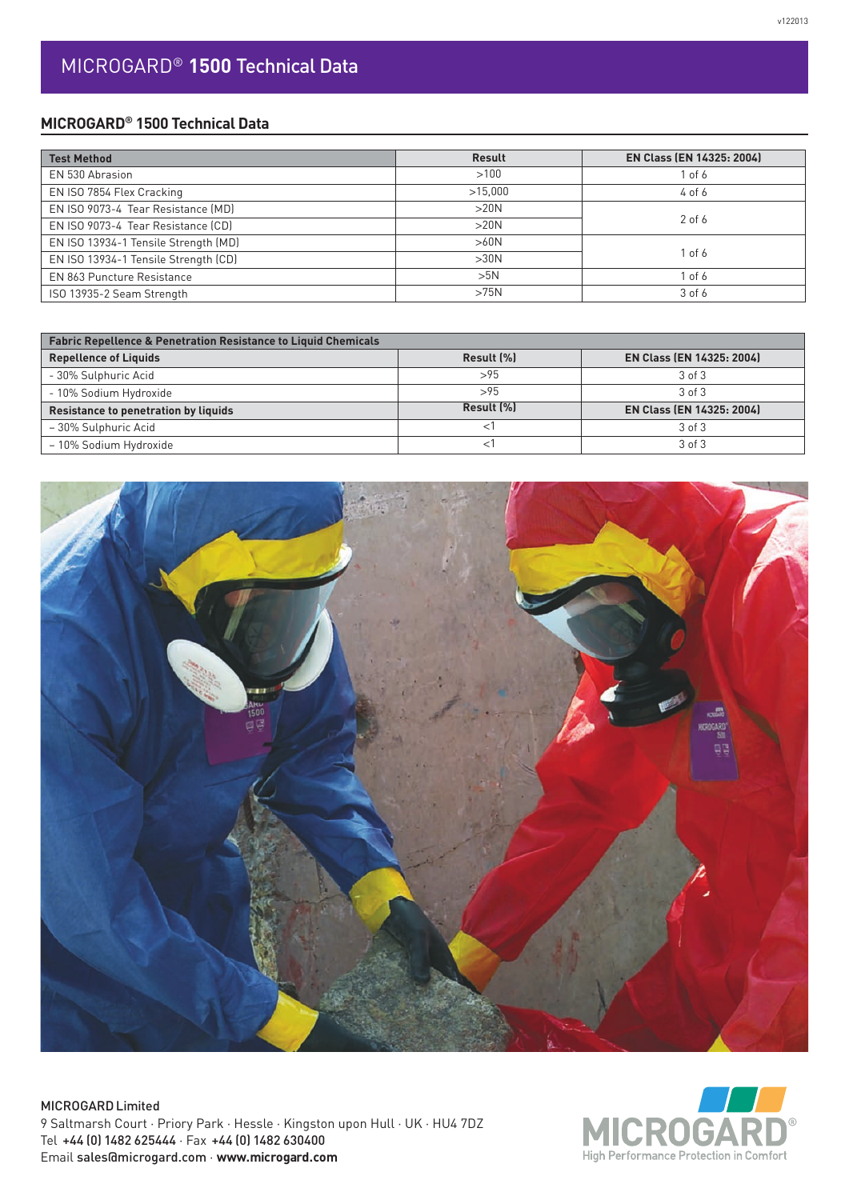# MICROGARD® 1500 Technical Data

## MICROGARD® 1500 Technical Data

| Test Method | Result | EN Class (EN 14325: 2004) |
|---|---|---|
| EN 530 Abrasion | >100 | 1 of 6 |
| EN ISO 7854 Flex Cracking | >15,000 | 4 of 6 |
| EN ISO 9073-4 Tear Resistance (MD) | >20N | 2 of 6 |
| EN ISO 9073-4 Tear Resistance (CD) | >20N | |
| EN ISO 13934-1 Tensile Strength (MD) | >60N | 1 of 6 |
| EN ISO 13934-1 Tensile Strength (CD) | >30N | |
| EN 863 Puncture Resistance | >5N | 1 of 6 |
| ISO 13935-2 Seam Strength | >75N | 3 of 6 |

| Fabric Repellence & Penetration Resistance to Liquid Chemicals | | |
|---|---|---|
| **Repellence of Liquids** | **Result (%)** | **EN Class (EN 14325: 2004)** |
| - 30% Sulphuric Acid | >95 | 3 of 3 |
| - 10% Sodium Hydroxide | >95 | 3 of 3 |
| **Resistance to penetration by liquids** | **Result (%)** | **EN Class (EN 14325: 2004)** |
| – 30% Sulphuric Acid | <1 | 3 of 3 |
| – 10% Sodium Hydroxide | <1 | 3 of 3 |

MICROGARD Limited
9 Saltmarsh Court · Priory Park · Hessle · Kingston upon Hull · UK · HU4 7DZ
Tel **+44 (0) 1482 625444** · Fax **+44 (0) 1482 630400**
Email **sales@microgard.com** · **www.microgard.com**

MICROGARD®
High Performance Protection in Comfort